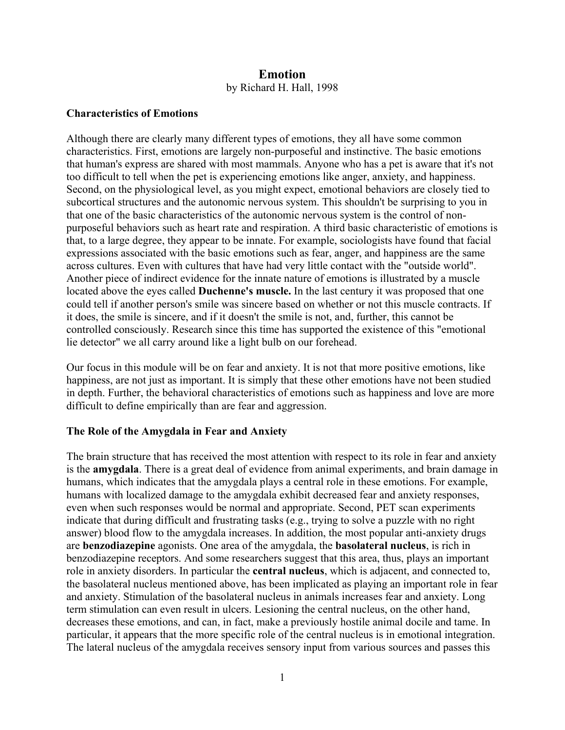# Emotion

by Richard H. Hall, 1998

## Characteristics of Emotions

Although there are clearly many different types of emotions, they all have some common characteristics. First, emotions are largely non-purposeful and instinctive. The basic emotions that human's express are shared with most mammals. Anyone who has a pet is aware that it's not too difficult to tell when the pet is experiencing emotions like anger, anxiety, and happiness. Second, on the physiological level, as you might expect, emotional behaviors are closely tied to subcortical structures and the autonomic nervous system. This shouldn't be surprising to you in that one of the basic characteristics of the autonomic nervous system is the control of non-purposeful behaviors such as heart rate and respiration. A third basic characteristic of emotions is that, to a large degree, they appear to be innate. For example, sociologists have found that facial expressions associated with the basic emotions such as fear, anger, and happiness are the same across cultures. Even with cultures that have had very little contact with the "outside world". Another piece of indirect evidence for the innate nature of emotions is illustrated by a muscle located above the eyes called **Duchenne's muscle.** In the last century it was proposed that one could tell if another person's smile was sincere based on whether or not this muscle contracts. If it does, the smile is sincere, and if it doesn't the smile is not, and, further, this cannot be controlled consciously. Research since this time has supported the existence of this "emotional lie detector" we all carry around like a light bulb on our forehead.

Our focus in this module will be on fear and anxiety. It is not that more positive emotions, like happiness, are not just as important. It is simply that these other emotions have not been studied in depth. Further, the behavioral characteristics of emotions such as happiness and love are more difficult to define empirically than are fear and aggression.

## The Role of the Amygdala in Fear and Anxiety

The brain structure that has received the most attention with respect to its role in fear and anxiety is the **amygdala**. There is a great deal of evidence from animal experiments, and brain damage in humans, which indicates that the amygdala plays a central role in these emotions. For example, humans with localized damage to the amygdala exhibit decreased fear and anxiety responses, even when such responses would be normal and appropriate. Second, PET scan experiments indicate that during difficult and frustrating tasks (e.g., trying to solve a puzzle with no right answer) blood flow to the amygdala increases. In addition, the most popular anti-anxiety drugs are **benzodiazepine** agonists. One area of the amygdala, the **basolateral nucleus**, is rich in benzodiazepine receptors. And some researchers suggest that this area, thus, plays an important role in anxiety disorders. In particular the **central nucleus**, which is adjacent, and connected to, the basolateral nucleus mentioned above, has been implicated as playing an important role in fear and anxiety. Stimulation of the basolateral nucleus in animals increases fear and anxiety. Long term stimulation can even result in ulcers. Lesioning the central nucleus, on the other hand, decreases these emotions, and can, in fact, make a previously hostile animal docile and tame. In particular, it appears that the more specific role of the central nucleus is in emotional integration. The lateral nucleus of the amygdala receives sensory input from various sources and passes this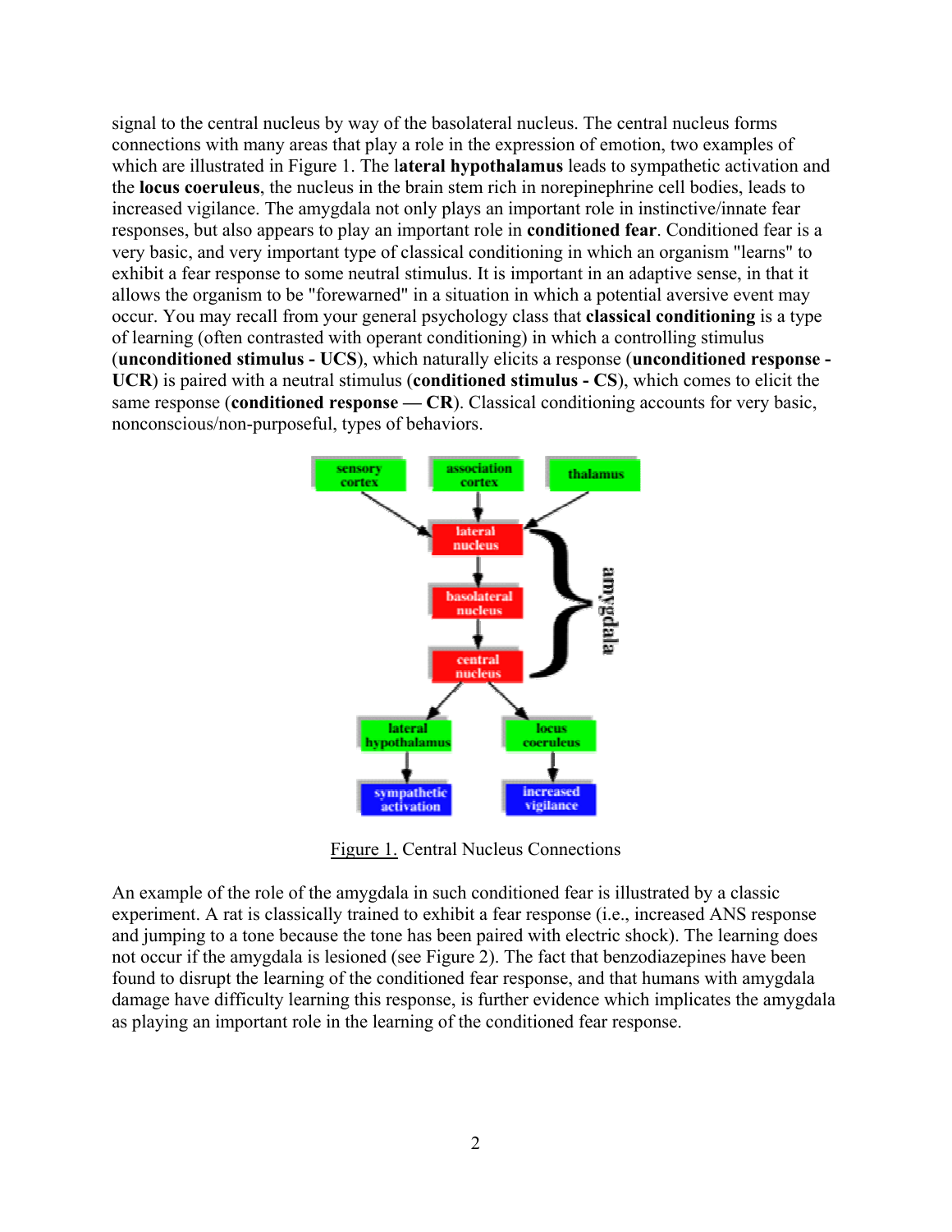signal to the central nucleus by way of the basolateral nucleus. The central nucleus forms connections with many areas that play a role in the expression of emotion, two examples of which are illustrated in Figure 1. The l**ateral hypothalamus** leads to sympathetic activation and the **locus coeruleus**, the nucleus in the brain stem rich in norepinephrine cell bodies, leads to increased vigilance. The amygdala not only plays an important role in instinctive/innate fear responses, but also appears to play an important role in **conditioned fear**. Conditioned fear is a very basic, and very important type of classical conditioning in which an organism "learns" to exhibit a fear response to some neutral stimulus. It is important in an adaptive sense, in that it allows the organism to be "forewarned" in a situation in which a potential aversive event may occur. You may recall from your general psychology class that **classical conditioning** is a type of learning (often contrasted with operant conditioning) in which a controlling stimulus (**unconditioned stimulus - UCS**), which naturally elicits a response (**unconditioned response - UCR**) is paired with a neutral stimulus (**conditioned stimulus - CS**), which comes to elicit the same response (**conditioned response — CR**). Classical conditioning accounts for very basic, nonconscious/non-purposeful, types of behaviors.

Figure 1. Central Nucleus Connections

An example of the role of the amygdala in such conditioned fear is illustrated by a classic experiment. A rat is classically trained to exhibit a fear response (i.e., increased ANS response and jumping to a tone because the tone has been paired with electric shock). The learning does not occur if the amygdala is lesioned (see Figure 2). The fact that benzodiazepines have been found to disrupt the learning of the conditioned fear response, and that humans with amygdala damage have difficulty learning this response, is further evidence which implicates the amygdala as playing an important role in the learning of the conditioned fear response.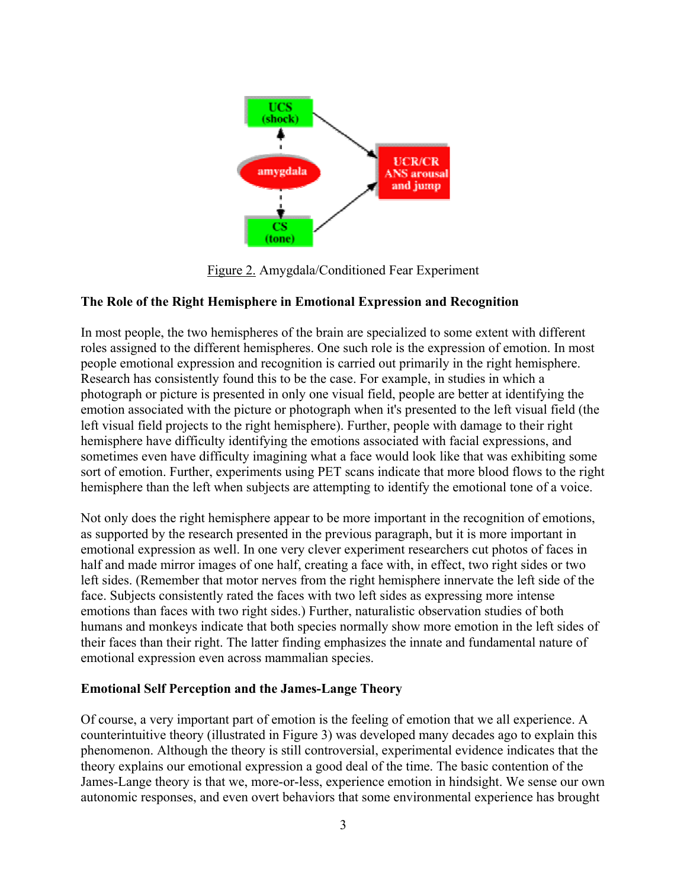Figure 2. Amygdala/Conditioned Fear Experiment

**The Role of the Right Hemisphere in Emotional Expression and Recognition**

In most people, the two hemispheres of the brain are specialized to some extent with different roles assigned to the different hemispheres. One such role is the expression of emotion. In most people emotional expression and recognition is carried out primarily in the right hemisphere. Research has consistently found this to be the case. For example, in studies in which a photograph or picture is presented in only one visual field, people are better at identifying the emotion associated with the picture or photograph when it's presented to the left visual field (the left visual field projects to the right hemisphere). Further, people with damage to their right hemisphere have difficulty identifying the emotions associated with facial expressions, and sometimes even have difficulty imagining what a face would look like that was exhibiting some sort of emotion. Further, experiments using PET scans indicate that more blood flows to the right hemisphere than the left when subjects are attempting to identify the emotional tone of a voice.

Not only does the right hemisphere appear to be more important in the recognition of emotions, as supported by the research presented in the previous paragraph, but it is more important in emotional expression as well. In one very clever experiment researchers cut photos of faces in half and made mirror images of one half, creating a face with, in effect, two right sides or two left sides. (Remember that motor nerves from the right hemisphere innervate the left side of the face. Subjects consistently rated the faces with two left sides as expressing more intense emotions than faces with two right sides.) Further, naturalistic observation studies of both humans and monkeys indicate that both species normally show more emotion in the left sides of their faces than their right. The latter finding emphasizes the innate and fundamental nature of emotional expression even across mammalian species.

**Emotional Self Perception and the James-Lange Theory**

Of course, a very important part of emotion is the feeling of emotion that we all experience. A counterintuitive theory (illustrated in Figure 3) was developed many decades ago to explain this phenomenon. Although the theory is still controversial, experimental evidence indicates that the theory explains our emotional expression a good deal of the time. The basic contention of the James-Lange theory is that we, more-or-less, experience emotion in hindsight. We sense our own autonomic responses, and even overt behaviors that some environmental experience has brought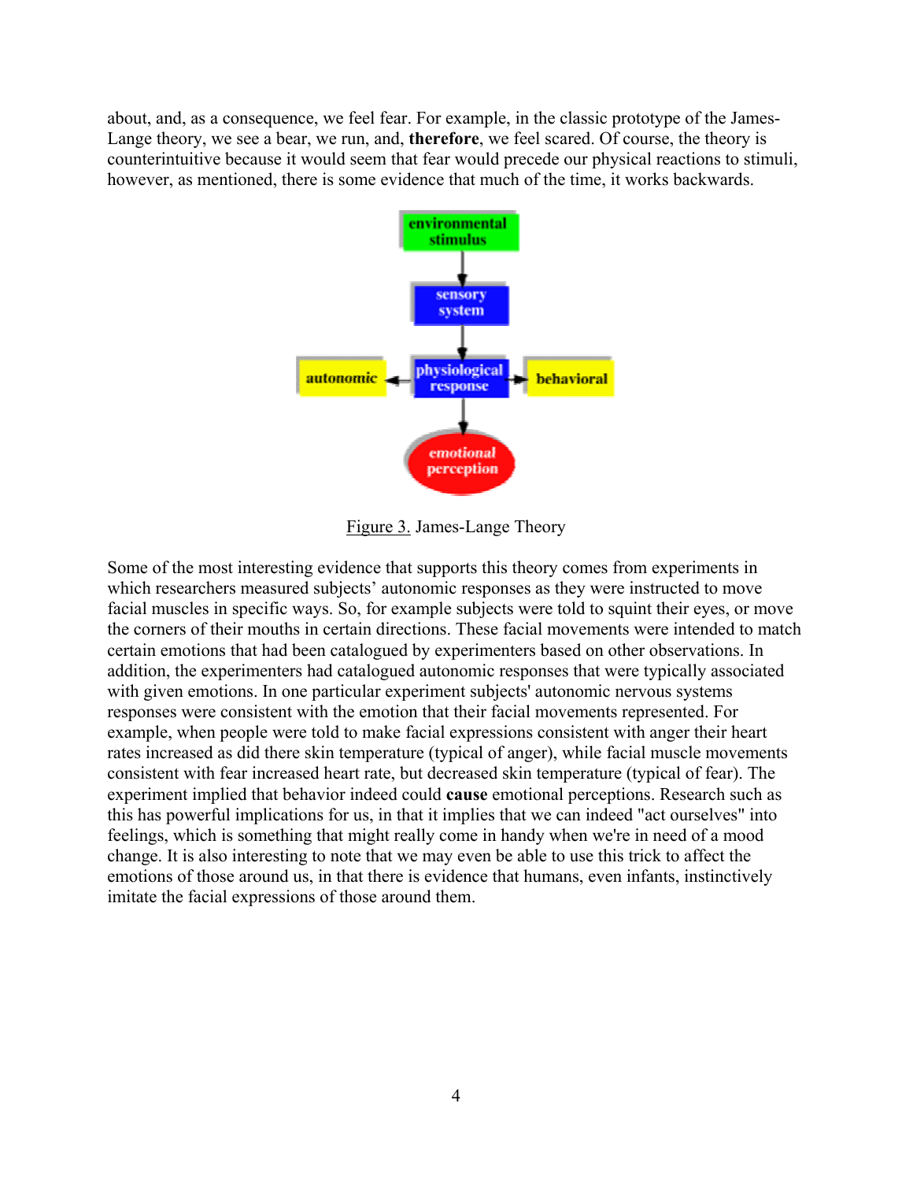about, and, as a consequence, we feel fear. For example, in the classic prototype of the James-Lange theory, we see a bear, we run, and, **therefore**, we feel scared. Of course, the theory is counterintuitive because it would seem that fear would precede our physical reactions to stimuli, however, as mentioned, there is some evidence that much of the time, it works backwards.

environmental stimulus

sensory system

autonomic

physiological response

behavioral

emotional perception

Figure 3. James-Lange Theory

Some of the most interesting evidence that supports this theory comes from experiments in which researchers measured subjects' autonomic responses as they were instructed to move facial muscles in specific ways. So, for example subjects were told to squint their eyes, or move the corners of their mouths in certain directions. These facial movements were intended to match certain emotions that had been catalogued by experimenters based on other observations. In addition, the experimenters had catalogued autonomic responses that were typically associated with given emotions. In one particular experiment subjects' autonomic nervous systems responses were consistent with the emotion that their facial movements represented. For example, when people were told to make facial expressions consistent with anger their heart rates increased as did there skin temperature (typical of anger), while facial muscle movements consistent with fear increased heart rate, but decreased skin temperature (typical of fear). The experiment implied that behavior indeed could **cause** emotional perceptions. Research such as this has powerful implications for us, in that it implies that we can indeed "act ourselves" into feelings, which is something that might really come in handy when we're in need of a mood change. It is also interesting to note that we may even be able to use this trick to affect the emotions of those around us, in that there is evidence that humans, even infants, instinctively imitate the facial expressions of those around them.